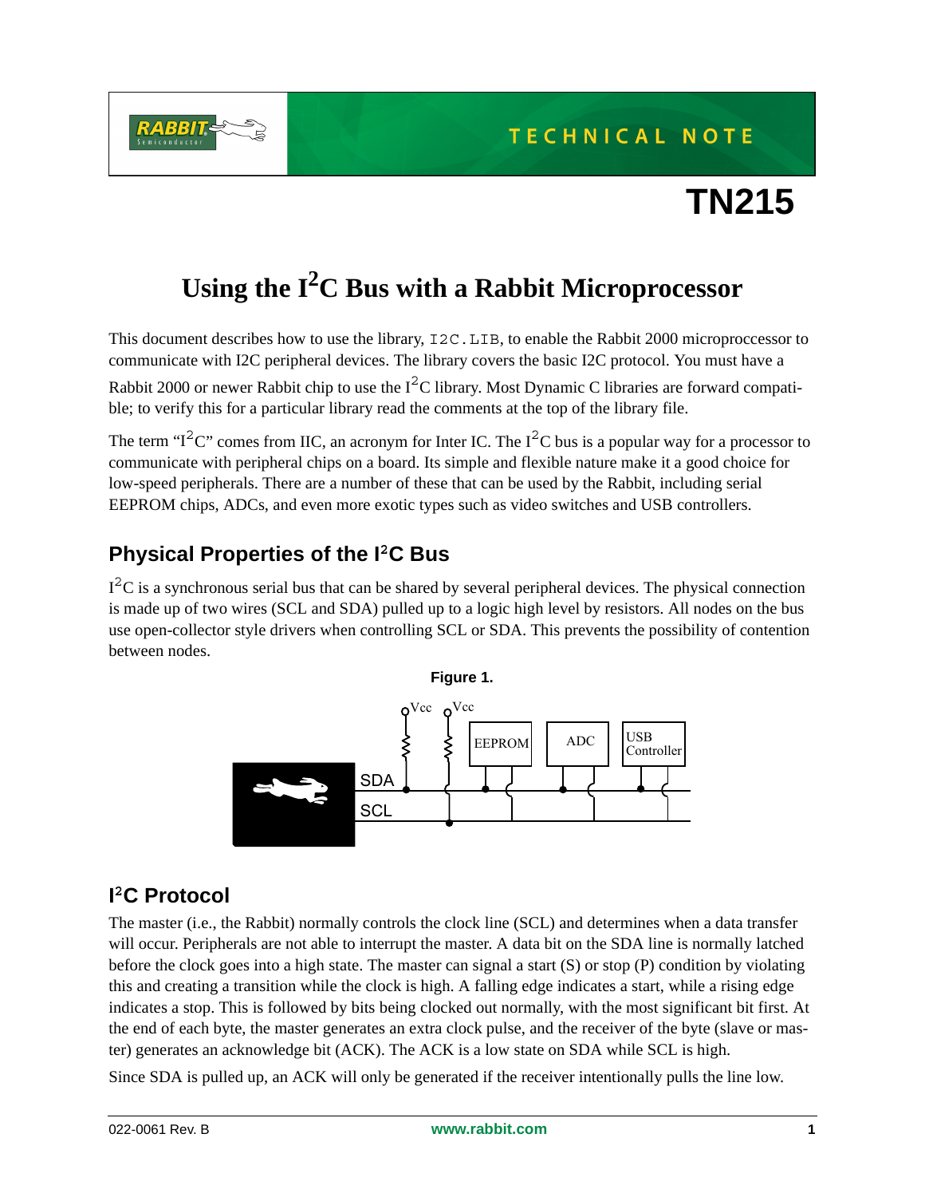TECHNICAL NOTE

# TN215

# Using the $I^2C$ Bus with a Rabbit Microprocessor

This document describes how to use the library, `I2C.LIB`, to enable the Rabbit 2000 microproccessor to communicate with I2C peripheral devices. The library covers the basic I2C protocol. You must have a Rabbit 2000 or newer Rabbit chip to use the $I^2C$ library. Most Dynamic C libraries are forward compatible; to verify this for a particular library read the comments at the top of the library file.

The term "$I^2C$" comes from IIC, an acronym for Inter IC. The $I^2C$ bus is a popular way for a processor to communicate with peripheral chips on a board. Its simple and flexible nature make it a good choice for low-speed peripherals. There are a number of these that can be used by the Rabbit, including serial EEPROM chips, ADCs, and even more exotic types such as video switches and USB controllers.

## Physical Properties of the $I^2C$ Bus

$I^2C$ is a synchronous serial bus that can be shared by several peripheral devices. The physical connection is made up of two wires (SCL and SDA) pulled up to a logic high level by resistors. All nodes on the bus use open-collector style drivers when controlling SCL or SDA. This prevents the possibility of contention between nodes.

**Figure 1.**

## $I^2C$ Protocol

The master (i.e., the Rabbit) normally controls the clock line (SCL) and determines when a data transfer will occur. Peripherals are not able to interrupt the master. A data bit on the SDA line is normally latched before the clock goes into a high state. The master can signal a start (S) or stop (P) condition by violating this and creating a transition while the clock is high. A falling edge indicates a start, while a rising edge indicates a stop. This is followed by bits being clocked out normally, with the most significant bit first. At the end of each byte, the master generates an extra clock pulse, and the receiver of the byte (slave or master) generates an acknowledge bit (ACK). The ACK is a low state on SDA while SCL is high.

Since SDA is pulled up, an ACK will only be generated if the receiver intentionally pulls the line low.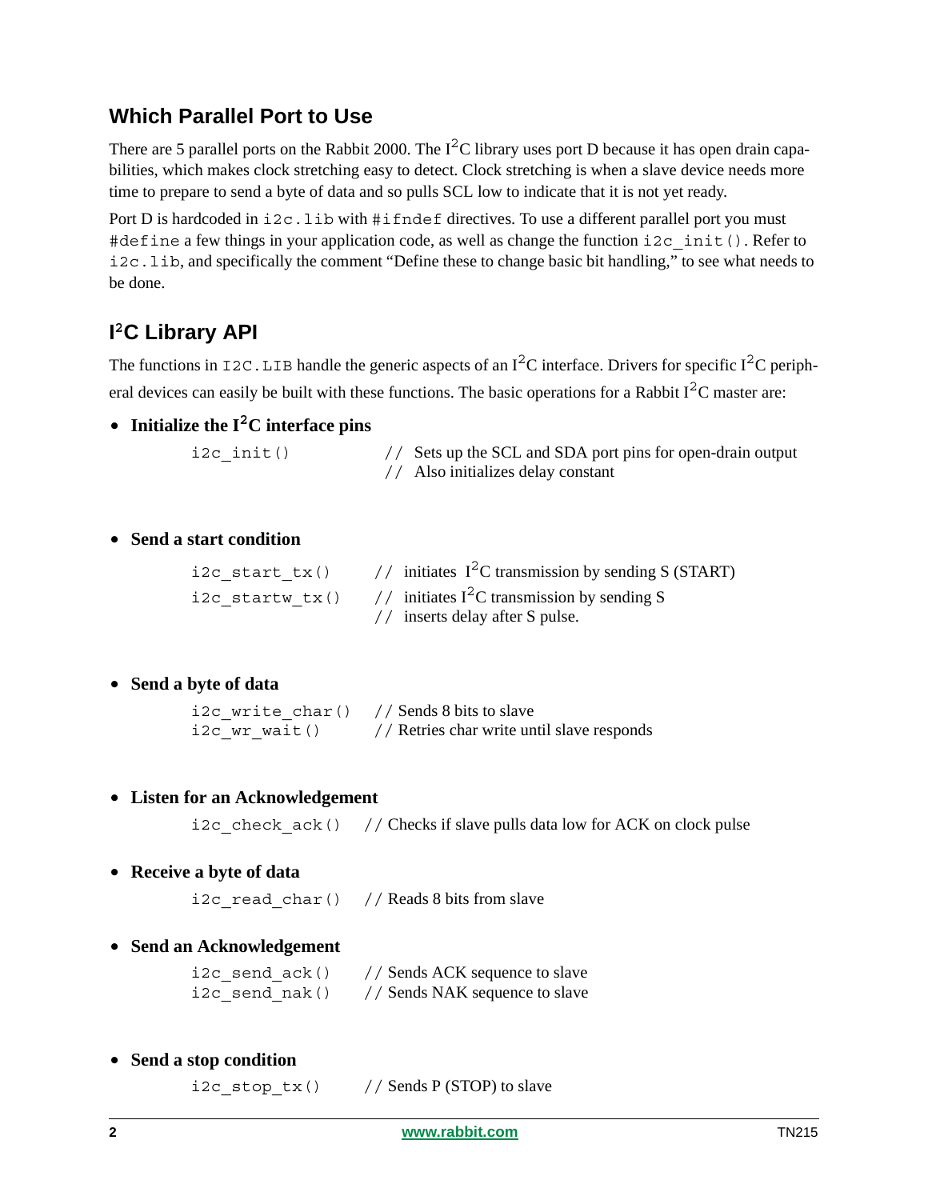## Which Parallel Port to Use

There are 5 parallel ports on the Rabbit 2000. The $I^2C$ library uses port D because it has open drain capabilities, which makes clock stretching easy to detect. Clock stretching is when a slave device needs more time to prepare to send a byte of data and so pulls SCL low to indicate that it is not yet ready.

Port D is hardcoded in `i2c.lib` with `#ifndef` directives. To use a different parallel port you must `#define` a few things in your application code, as well as change the function `i2c_init()`. Refer to `i2c.lib`, and specifically the comment "Define these to change basic bit handling," to see what needs to be done.

## $I^2C$ Library API

The functions in `I2C.LIB` handle the generic aspects of an $I^2C$ interface. Drivers for specific $I^2C$ peripheral devices can easily be built with these functions. The basic operations for a Rabbit $I^2C$ master are:

- **Initialize the $I^2C$ interface pins**

```
i2c_init()          // Sets up the SCL and SDA port pins for open-drain output
                    // Also initializes delay constant
```

- **Send a start condition**

```
i2c_start_tx()      // initiates I2C transmission by sending S (START)
i2c_startw_tx()     // initiates I2C transmission by sending S
                    // inserts delay after S pulse.
```

- **Send a byte of data**

```
i2c_write_char()    // Sends 8 bits to slave
i2c_wr_wait()       // Retries char write until slave responds
```

- **Listen for an Acknowledgement**

```
i2c_check_ack()     // Checks if slave pulls data low for ACK on clock pulse
```

- **Receive a byte of data**

```
i2c_read_char()     // Reads 8 bits from slave
```

- **Send an Acknowledgement**

```
i2c_send_ack()      // Sends ACK sequence to slave
i2c_send_nak()      // Sends NAK sequence to slave
```

- **Send a stop condition**

```
i2c_stop_tx()       // Sends P (STOP) to slave
```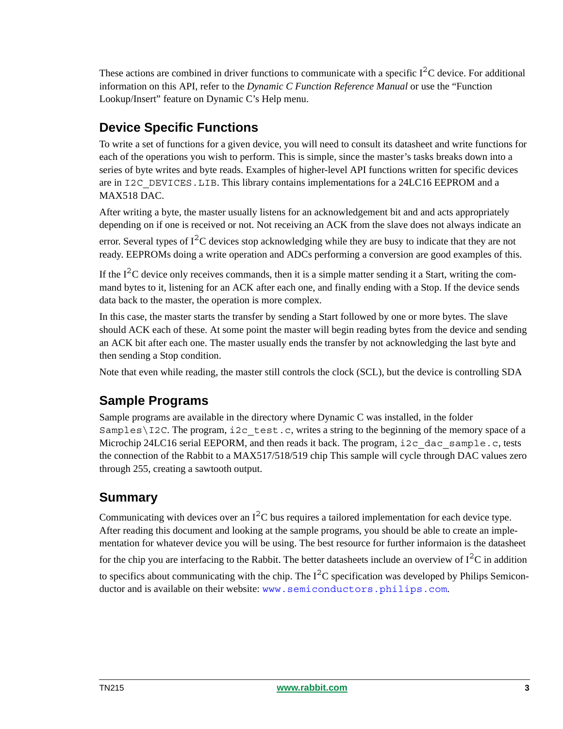These actions are combined in driver functions to communicate with a specific $I^2C$ device. For additional information on this API, refer to the *Dynamic C Function Reference Manual* or use the "Function Lookup/Insert" feature on Dynamic C's Help menu.

## Device Specific Functions

To write a set of functions for a given device, you will need to consult its datasheet and write functions for each of the operations you wish to perform. This is simple, since the master's tasks breaks down into a series of byte writes and byte reads. Examples of higher-level API functions written for specific devices are in `I2C_DEVICES.LIB`. This library contains implementations for a 24LC16 EEPROM and a MAX518 DAC.

After writing a byte, the master usually listens for an acknowledgement bit and and acts appropriately depending on if one is received or not. Not receiving an ACK from the slave does not always indicate an error. Several types of $I^2C$ devices stop acknowledging while they are busy to indicate that they are not ready. EEPROMs doing a write operation and ADCs performing a conversion are good examples of this.

If the $I^2C$ device only receives commands, then it is a simple matter sending it a Start, writing the command bytes to it, listening for an ACK after each one, and finally ending with a Stop. If the device sends data back to the master, the operation is more complex.

In this case, the master starts the transfer by sending a Start followed by one or more bytes. The slave should ACK each of these. At some point the master will begin reading bytes from the device and sending an ACK bit after each one. The master usually ends the transfer by not acknowledging the last byte and then sending a Stop condition.

Note that even while reading, the master still controls the clock (SCL), but the device is controlling SDA

## Sample Programs

Sample programs are available in the directory where Dynamic C was installed, in the folder `Samples\I2C`. The program, `i2c_test.c`, writes a string to the beginning of the memory space of a Microchip 24LC16 serial EEPORM, and then reads it back. The program, `i2c_dac_sample.c`, tests the connection of the Rabbit to a MAX517/518/519 chip This sample will cycle through DAC values zero through 255, creating a sawtooth output.

## Summary

Communicating with devices over an $I^2C$ bus requires a tailored implementation for each device type. After reading this document and looking at the sample programs, you should be able to create an implementation for whatever device you will be using. The best resource for further informaion is the datasheet for the chip you are interfacing to the Rabbit. The better datasheets include an overview of $I^2C$ in addition to specifics about communicating with the chip. The $I^2C$ specification was developed by Philips Semiconductor and is available on their website: `www.semiconductors.philips.com`.